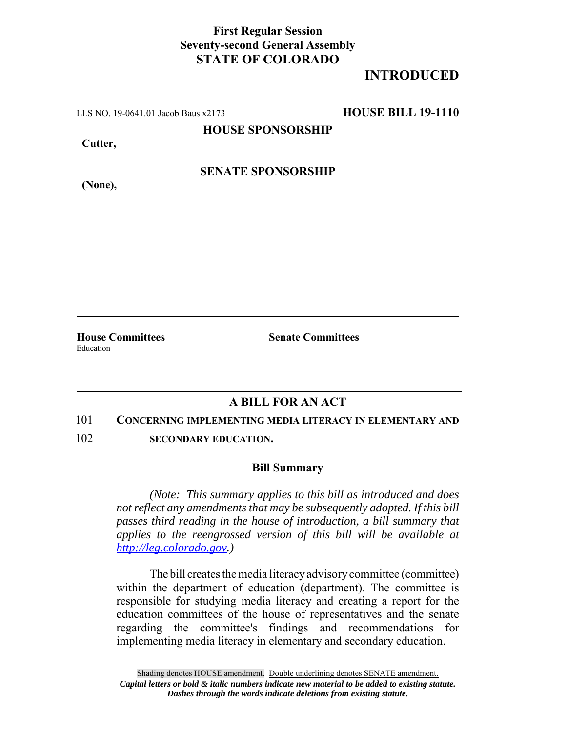**First Regular Session**
**Seventy-second General Assembly**
**STATE OF COLORADO**

**INTRODUCED**

LLS NO. 19-0641.01 Jacob Baus x2173 **HOUSE BILL 19-1110**

**HOUSE SPONSORSHIP**

**Cutter,**

**SENATE SPONSORSHIP**

**(None),**

**House Committees**
Education

**Senate Committees**

## A BILL FOR AN ACT

101 **CONCERNING IMPLEMENTING MEDIA LITERACY IN ELEMENTARY AND**
102 **SECONDARY EDUCATION.**

### Bill Summary

*(Note: This summary applies to this bill as introduced and does not reflect any amendments that may be subsequently adopted. If this bill passes third reading in the house of introduction, a bill summary that applies to the reengrossed version of this bill will be available at http://leg.colorado.gov.)*

The bill creates the media literacy advisory committee (committee) within the department of education (department). The committee is responsible for studying media literacy and creating a report for the education committees of the house of representatives and the senate regarding the committee's findings and recommendations for implementing media literacy in elementary and secondary education.

Shading denotes HOUSE amendment. Double underlining denotes SENATE amendment.
***Capital letters or bold & italic numbers indicate new material to be added to existing statute.***
***Dashes through the words indicate deletions from existing statute.***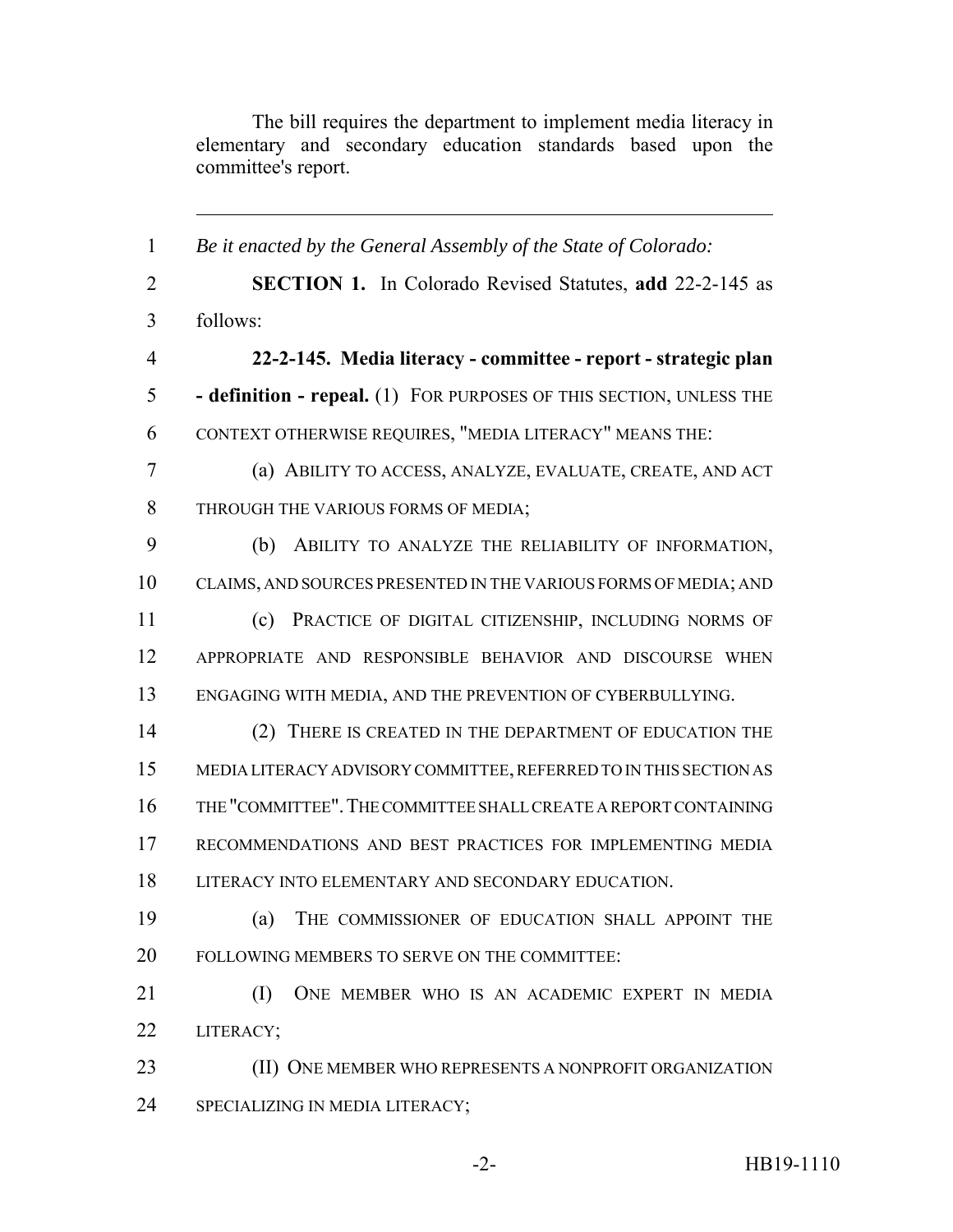The bill requires the department to implement media literacy in elementary and secondary education standards based upon the committee's report.

---

1 *Be it enacted by the General Assembly of the State of Colorado:*

2 **SECTION 1.** In Colorado Revised Statutes, **add** 22-2-145 as

3 follows:

4 **22-2-145. Media literacy - committee - report - strategic plan**

5 **- definition - repeal.** (1) FOR PURPOSES OF THIS SECTION, UNLESS THE

6 CONTEXT OTHERWISE REQUIRES, "MEDIA LITERACY" MEANS THE:

7 (a) ABILITY TO ACCESS, ANALYZE, EVALUATE, CREATE, AND ACT

8 THROUGH THE VARIOUS FORMS OF MEDIA;

9 (b) ABILITY TO ANALYZE THE RELIABILITY OF INFORMATION,

10 CLAIMS, AND SOURCES PRESENTED IN THE VARIOUS FORMS OF MEDIA; AND

11 (c) PRACTICE OF DIGITAL CITIZENSHIP, INCLUDING NORMS OF

12 APPROPRIATE AND RESPONSIBLE BEHAVIOR AND DISCOURSE WHEN

13 ENGAGING WITH MEDIA, AND THE PREVENTION OF CYBERBULLYING.

14 (2) THERE IS CREATED IN THE DEPARTMENT OF EDUCATION THE

15 MEDIA LITERACY ADVISORY COMMITTEE, REFERRED TO IN THIS SECTION AS

16 THE "COMMITTEE". THE COMMITTEE SHALL CREATE A REPORT CONTAINING

17 RECOMMENDATIONS AND BEST PRACTICES FOR IMPLEMENTING MEDIA

18 LITERACY INTO ELEMENTARY AND SECONDARY EDUCATION.

19 (a) THE COMMISSIONER OF EDUCATION SHALL APPOINT THE

20 FOLLOWING MEMBERS TO SERVE ON THE COMMITTEE:

21 (I) ONE MEMBER WHO IS AN ACADEMIC EXPERT IN MEDIA

22 LITERACY;

23 (II) ONE MEMBER WHO REPRESENTS A NONPROFIT ORGANIZATION

24 SPECIALIZING IN MEDIA LITERACY;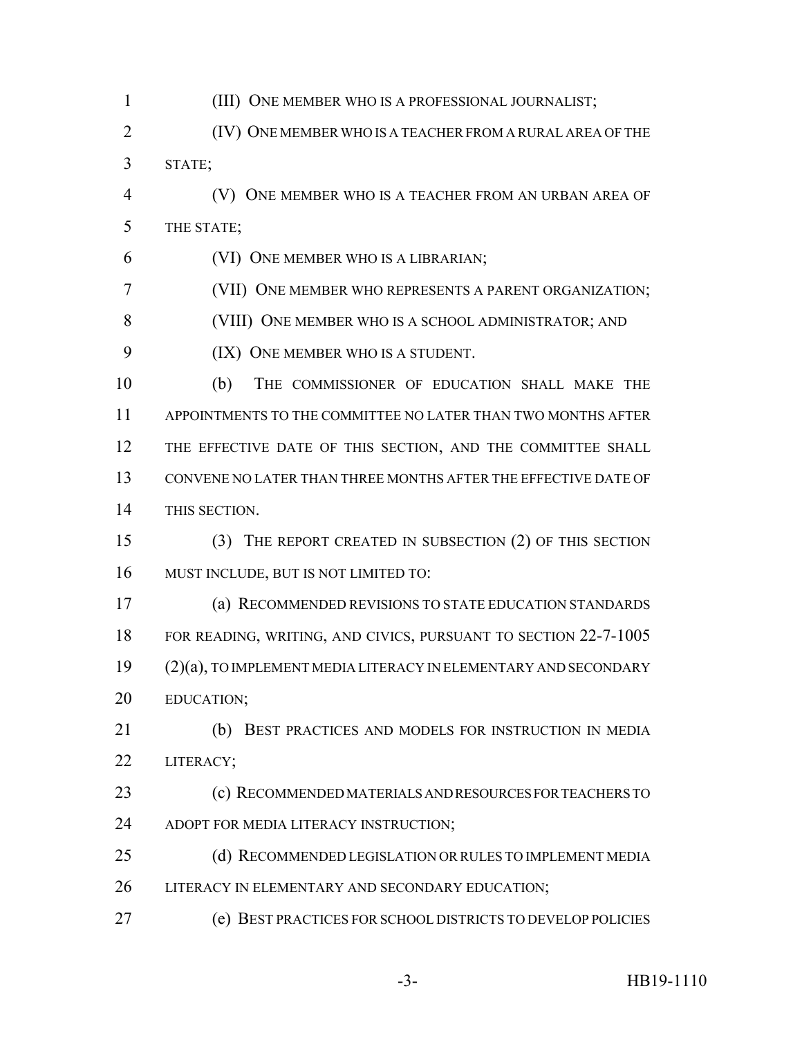(III) ONE MEMBER WHO IS A PROFESSIONAL JOURNALIST;

(IV) ONE MEMBER WHO IS A TEACHER FROM A RURAL AREA OF THE STATE;

(V) ONE MEMBER WHO IS A TEACHER FROM AN URBAN AREA OF THE STATE;

(VI) ONE MEMBER WHO IS A LIBRARIAN;

(VII) ONE MEMBER WHO REPRESENTS A PARENT ORGANIZATION;

(VIII) ONE MEMBER WHO IS A SCHOOL ADMINISTRATOR; AND

(IX) ONE MEMBER WHO IS A STUDENT.

(b) THE COMMISSIONER OF EDUCATION SHALL MAKE THE APPOINTMENTS TO THE COMMITTEE NO LATER THAN TWO MONTHS AFTER THE EFFECTIVE DATE OF THIS SECTION, AND THE COMMITTEE SHALL CONVENE NO LATER THAN THREE MONTHS AFTER THE EFFECTIVE DATE OF THIS SECTION.

(3) THE REPORT CREATED IN SUBSECTION (2) OF THIS SECTION MUST INCLUDE, BUT IS NOT LIMITED TO:

(a) RECOMMENDED REVISIONS TO STATE EDUCATION STANDARDS FOR READING, WRITING, AND CIVICS, PURSUANT TO SECTION 22-7-1005 (2)(a), TO IMPLEMENT MEDIA LITERACY IN ELEMENTARY AND SECONDARY EDUCATION;

(b) BEST PRACTICES AND MODELS FOR INSTRUCTION IN MEDIA LITERACY;

(c) RECOMMENDED MATERIALS AND RESOURCES FOR TEACHERS TO ADOPT FOR MEDIA LITERACY INSTRUCTION;

(d) RECOMMENDED LEGISLATION OR RULES TO IMPLEMENT MEDIA LITERACY IN ELEMENTARY AND SECONDARY EDUCATION;

(e) BEST PRACTICES FOR SCHOOL DISTRICTS TO DEVELOP POLICIES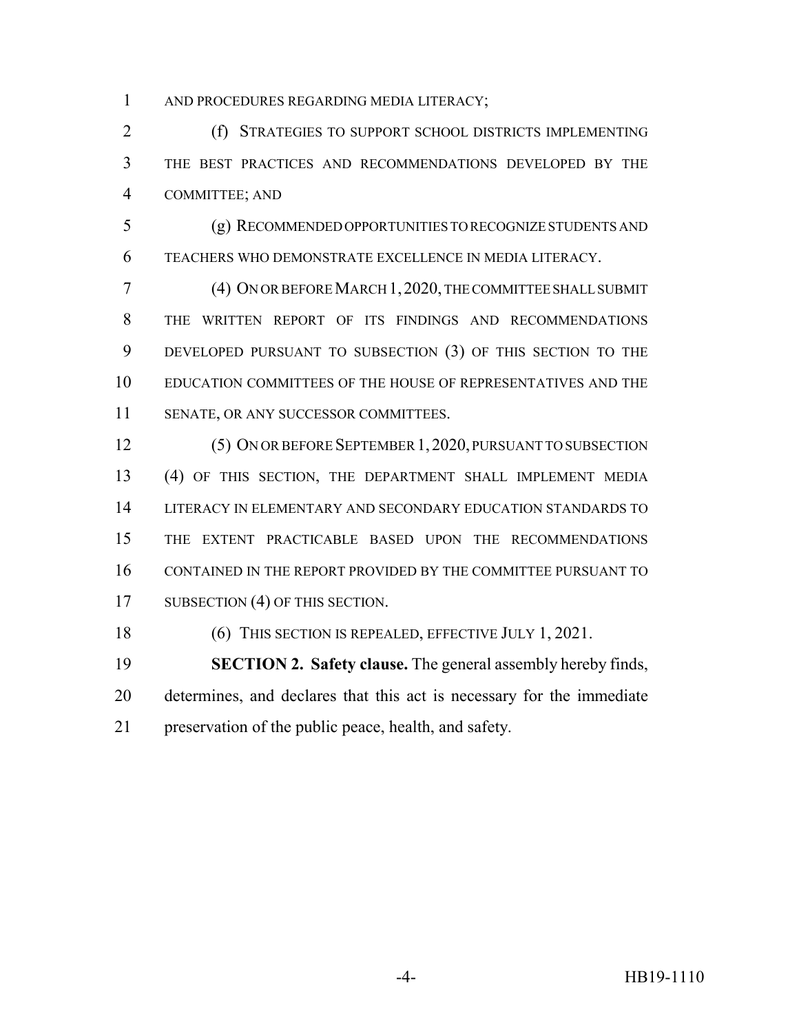AND PROCEDURES REGARDING MEDIA LITERACY;

(f) STRATEGIES TO SUPPORT SCHOOL DISTRICTS IMPLEMENTING THE BEST PRACTICES AND RECOMMENDATIONS DEVELOPED BY THE COMMITTEE; AND

(g) RECOMMENDED OPPORTUNITIES TO RECOGNIZE STUDENTS AND TEACHERS WHO DEMONSTRATE EXCELLENCE IN MEDIA LITERACY.

(4) ON OR BEFORE MARCH 1, 2020, THE COMMITTEE SHALL SUBMIT THE WRITTEN REPORT OF ITS FINDINGS AND RECOMMENDATIONS DEVELOPED PURSUANT TO SUBSECTION (3) OF THIS SECTION TO THE EDUCATION COMMITTEES OF THE HOUSE OF REPRESENTATIVES AND THE SENATE, OR ANY SUCCESSOR COMMITTEES.

(5) ON OR BEFORE SEPTEMBER 1, 2020, PURSUANT TO SUBSECTION (4) OF THIS SECTION, THE DEPARTMENT SHALL IMPLEMENT MEDIA LITERACY IN ELEMENTARY AND SECONDARY EDUCATION STANDARDS TO THE EXTENT PRACTICABLE BASED UPON THE RECOMMENDATIONS CONTAINED IN THE REPORT PROVIDED BY THE COMMITTEE PURSUANT TO SUBSECTION (4) OF THIS SECTION.

(6) THIS SECTION IS REPEALED, EFFECTIVE JULY 1, 2021.

**SECTION 2. Safety clause.** The general assembly hereby finds, determines, and declares that this act is necessary for the immediate preservation of the public peace, health, and safety.